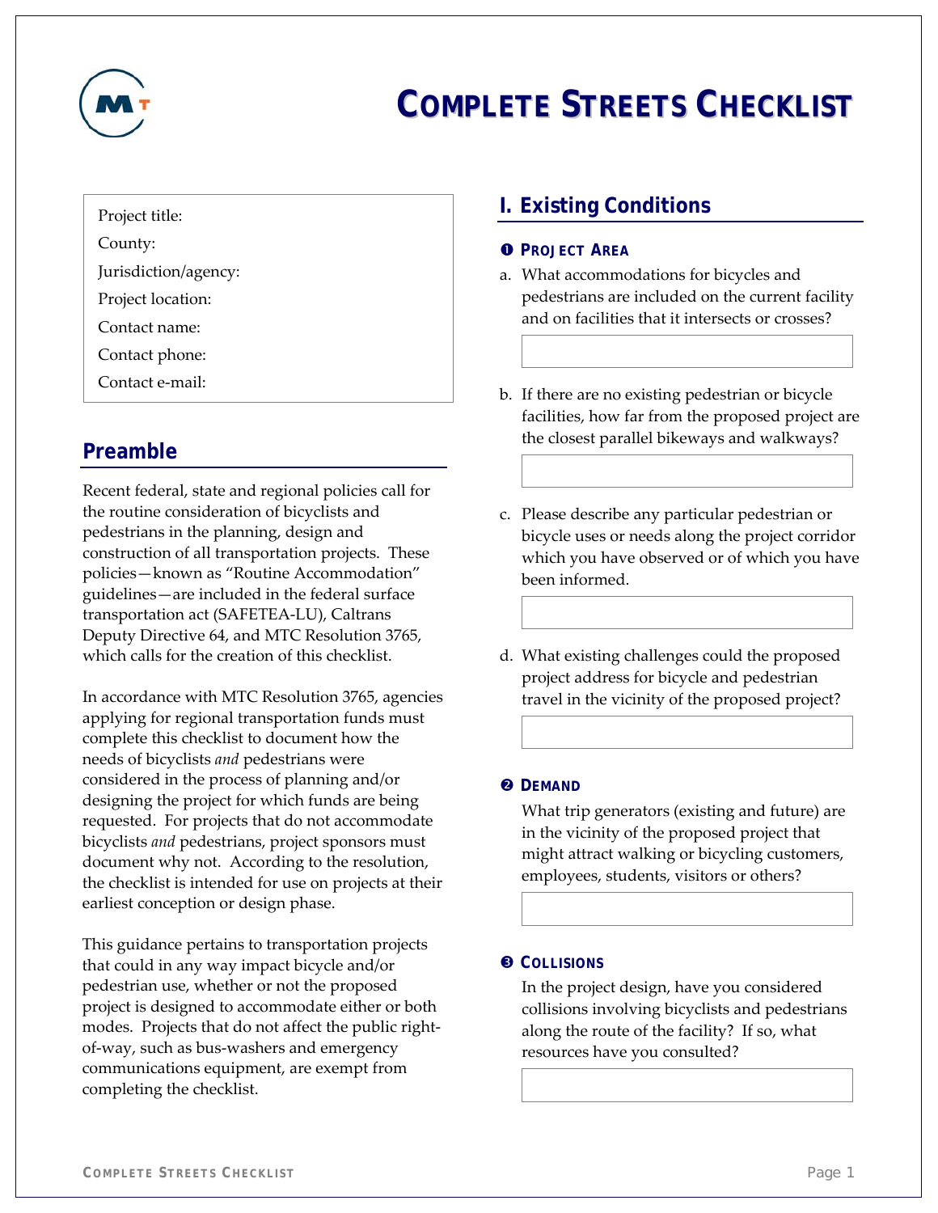# COMPLETE STREETS CHECKLIST

Project title:

County:

Jurisdiction/agency:

Project location:

Contact name:

Contact phone:

Contact e-mail:

## Preamble

Recent federal, state and regional policies call for the routine consideration of bicyclists and pedestrians in the planning, design and construction of all transportation projects. These policies—known as "Routine Accommodation" guidelines—are included in the federal surface transportation act (SAFETEA-LU), Caltrans Deputy Directive 64, and MTC Resolution 3765, which calls for the creation of this checklist.

In accordance with MTC Resolution 3765, agencies applying for regional transportation funds must complete this checklist to document how the needs of bicyclists *and* pedestrians were considered in the process of planning and/or designing the project for which funds are being requested. For projects that do not accommodate bicyclists *and* pedestrians, project sponsors must document why not. According to the resolution, the checklist is intended for use on projects at their earliest conception or design phase.

This guidance pertains to transportation projects that could in any way impact bicycle and/or pedestrian use, whether or not the proposed project is designed to accommodate either or both modes. Projects that do not affect the public right-of-way, such as bus-washers and emergency communications equipment, are exempt from completing the checklist.

## I. Existing Conditions

### ❶ PROJECT AREA

a. What accommodations for bicycles and pedestrians are included on the current facility and on facilities that it intersects or crosses?

b. If there are no existing pedestrian or bicycle facilities, how far from the proposed project are the closest parallel bikeways and walkways?

c. Please describe any particular pedestrian or bicycle uses or needs along the project corridor which you have observed or of which you have been informed.

d. What existing challenges could the proposed project address for bicycle and pedestrian travel in the vicinity of the proposed project?

### ❷ DEMAND

What trip generators (existing and future) are in the vicinity of the proposed project that might attract walking or bicycling customers, employees, students, visitors or others?

### ❸ COLLISIONS

In the project design, have you considered collisions involving bicyclists and pedestrians along the route of the facility? If so, what resources have you consulted?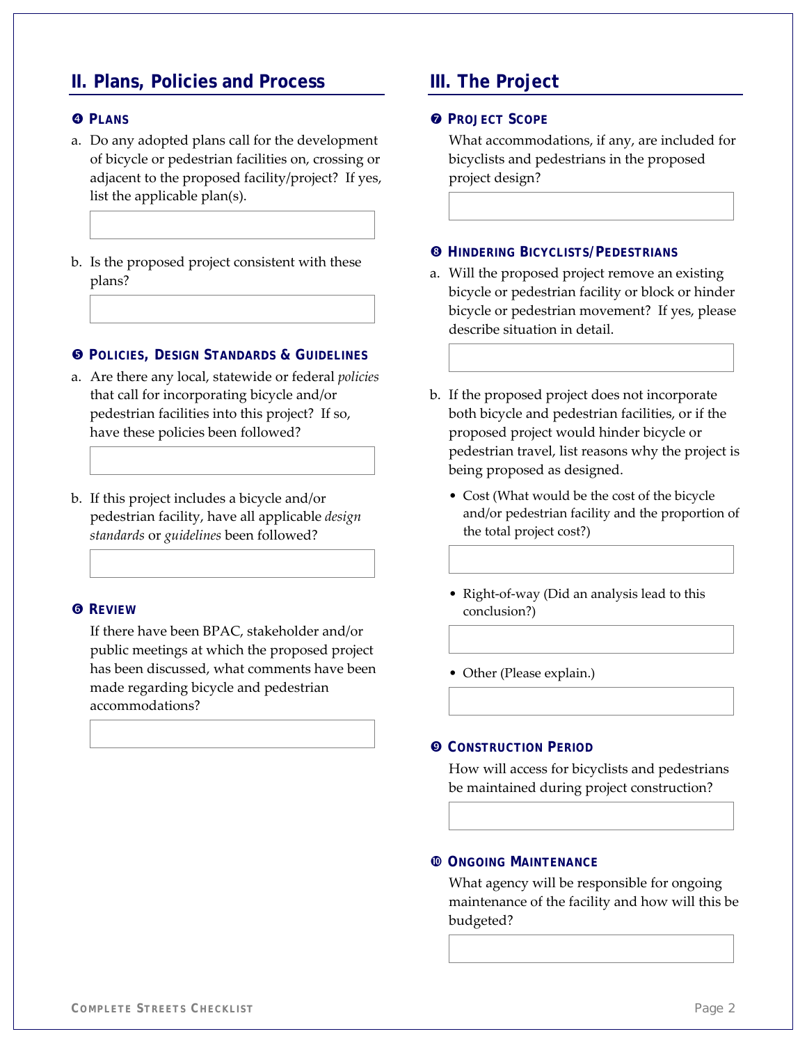## II. Plans, Policies and Process

### ❹ Plans

a. Do any adopted plans call for the development of bicycle or pedestrian facilities on, crossing or adjacent to the proposed facility/project? If yes, list the applicable plan(s).

b. Is the proposed project consistent with these plans?

### ❺ Policies, Design Standards & Guidelines

a. Are there any local, statewide or federal *policies* that call for incorporating bicycle and/or pedestrian facilities into this project? If so, have these policies been followed?

b. If this project includes a bicycle and/or pedestrian facility, have all applicable *design standards* or *guidelines* been followed?

### ❻ Review

If there have been BPAC, stakeholder and/or public meetings at which the proposed project has been discussed, what comments have been made regarding bicycle and pedestrian accommodations?

## III. The Project

### ❼ Project Scope

What accommodations, if any, are included for bicyclists and pedestrians in the proposed project design?

### ❽ Hindering Bicyclists/Pedestrians

a. Will the proposed project remove an existing bicycle or pedestrian facility or block or hinder bicycle or pedestrian movement? If yes, please describe situation in detail.

b. If the proposed project does not incorporate both bicycle and pedestrian facilities, or if the proposed project would hinder bicycle or pedestrian travel, list reasons why the project is being proposed as designed.

- Cost (What would be the cost of the bicycle and/or pedestrian facility and the proportion of the total project cost?)

- Right-of-way (Did an analysis lead to this conclusion?)

- Other (Please explain.)

### ❾ Construction Period

How will access for bicyclists and pedestrians be maintained during project construction?

### ❿ Ongoing Maintenance

What agency will be responsible for ongoing maintenance of the facility and how will this be budgeted?